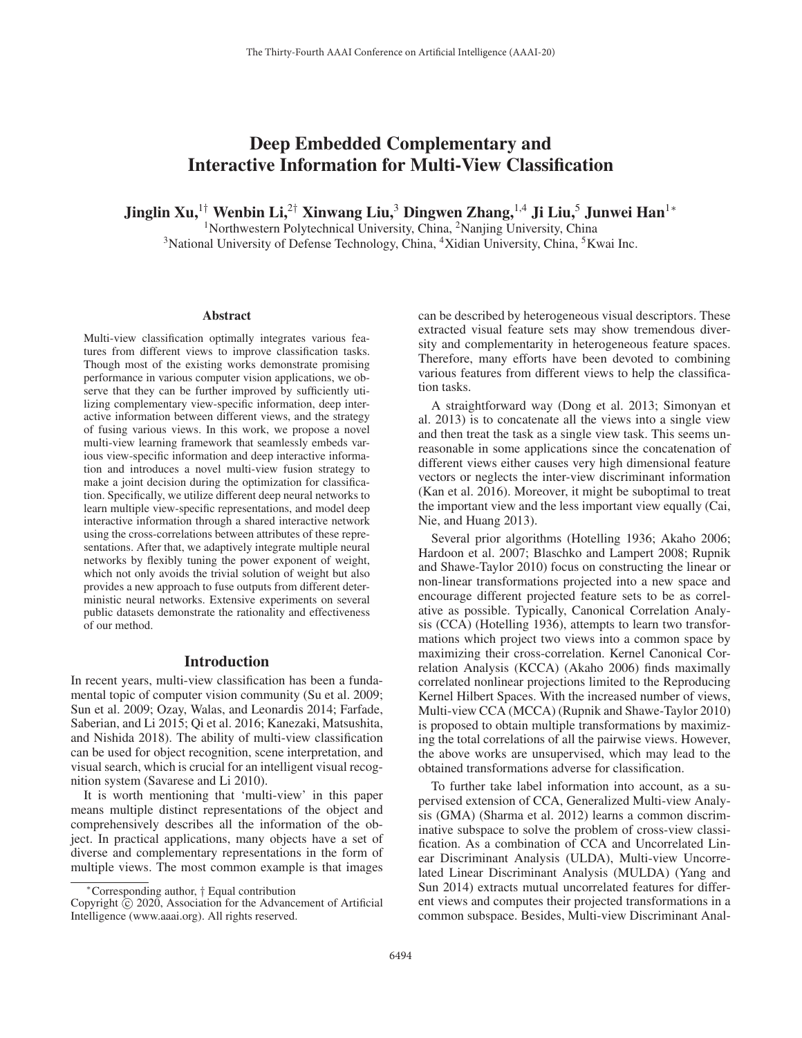# Deep Embedded Complementary and Interactive Information for Multi-View Classification

**Jinglin Xu,[1†] Wenbin Li,[2†] Xinwang Liu,[3] Dingwen Zhang,[1,4] Ji Liu,[5] Junwei Han[1*]**

[1]Northwestern Polytechnical University, China, [2]Nanjing University, China
[3]National University of Defense Technology, China, [4]Xidian University, China, [5]Kwai Inc.

## Abstract

Multi-view classification optimally integrates various features from different views to improve classification tasks. Though most of the existing works demonstrate promising performance in various computer vision applications, we observe that they can be further improved by sufficiently utilizing complementary view-specific information, deep interactive information between different views, and the strategy of fusing various views. In this work, we propose a novel multi-view learning framework that seamlessly embeds various view-specific information and deep interactive information and introduces a novel multi-view fusion strategy to make a joint decision during the optimization for classification. Specifically, we utilize different deep neural networks to learn multiple view-specific representations, and model deep interactive information through a shared interactive network using the cross-correlations between attributes of these representations. After that, we adaptively integrate multiple neural networks by flexibly tuning the power exponent of weight, which not only avoids the trivial solution of weight but also provides a new approach to fuse outputs from different deterministic neural networks. Extensive experiments on several public datasets demonstrate the rationality and effectiveness of our method.

## Introduction

In recent years, multi-view classification has been a fundamental topic of computer vision community (Su et al. 2009; Sun et al. 2009; Ozay, Walas, and Leonardis 2014; Farfade, Saberian, and Li 2015; Qi et al. 2016; Kanezaki, Matsushita, and Nishida 2018). The ability of multi-view classification can be used for object recognition, scene interpretation, and visual search, which is crucial for an intelligent visual recognition system (Savarese and Li 2010).

It is worth mentioning that 'multi-view' in this paper means multiple distinct representations of the object and comprehensively describes all the information of the object. In practical applications, many objects have a set of diverse and complementary representations in the form of multiple views. The most common example is that images can be described by heterogeneous visual descriptors. These extracted visual feature sets may show tremendous diversity and complementarity in heterogeneous feature spaces. Therefore, many efforts have been devoted to combining various features from different views to help the classification tasks.

A straightforward way (Dong et al. 2013; Simonyan et al. 2013) is to concatenate all the views into a single view and then treat the task as a single view task. This seems unreasonable in some applications since the concatenation of different views either causes very high dimensional feature vectors or neglects the inter-view discriminant information (Kan et al. 2016). Moreover, it might be suboptimal to treat the important view and the less important view equally (Cai, Nie, and Huang 2013).

Several prior algorithms (Hotelling 1936; Akaho 2006; Hardoon et al. 2007; Blaschko and Lampert 2008; Rupnik and Shawe-Taylor 2010) focus on constructing the linear or non-linear transformations projected into a new space and encourage different projected feature sets to be as correlative as possible. Typically, Canonical Correlation Analysis (CCA) (Hotelling 1936), attempts to learn two transformations which project two views into a common space by maximizing their cross-correlation. Kernel Canonical Correlation Analysis (KCCA) (Akaho 2006) finds maximally correlated nonlinear projections limited to the Reproducing Kernel Hilbert Spaces. With the increased number of views, Multi-view CCA (MCCA) (Rupnik and Shawe-Taylor 2010) is proposed to obtain multiple transformations by maximizing the total correlations of all the pairwise views. However, the above works are unsupervised, which may lead to the obtained transformations adverse for classification.

To further take label information into account, as a supervised extension of CCA, Generalized Multi-view Analysis (GMA) (Sharma et al. 2012) learns a common discriminative subspace to solve the problem of cross-view classification. As a combination of CCA and Uncorrelated Linear Discriminant Analysis (ULDA), Multi-view Uncorrelated Linear Discriminant Analysis (MULDA) (Yang and Sun 2014) extracts mutual uncorrelated features for different views and computes their projected transformations in a common subspace. Besides, Multi-view Discriminant Anal-

*Corresponding author, † Equal contribution
Copyright © 2020, Association for the Advancement of Artificial Intelligence (www.aaai.org). All rights reserved.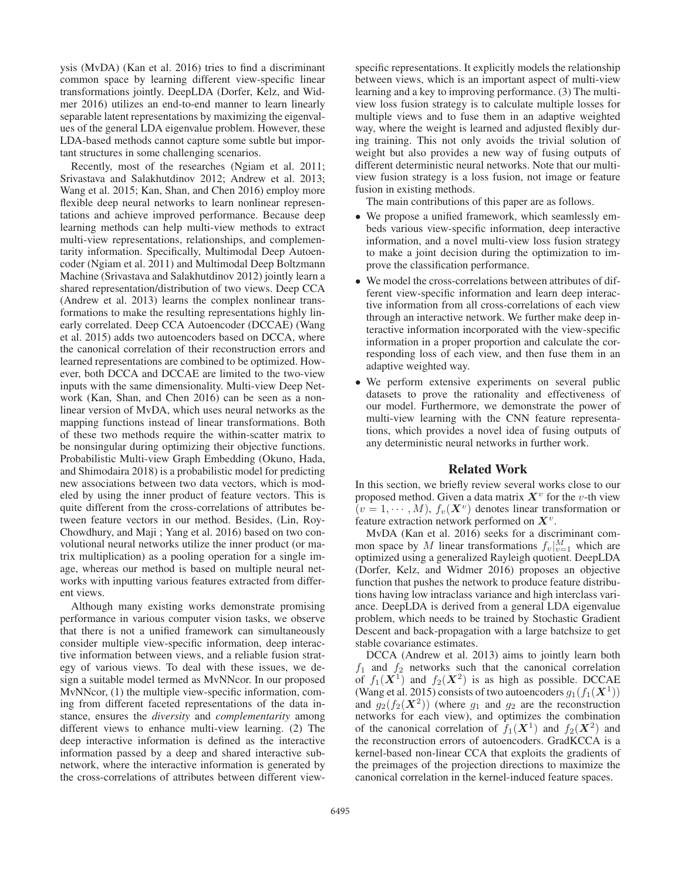ysis (MvDA) (Kan et al. 2016) tries to find a discriminant common space by learning different view-specific linear transformations jointly. DeepLDA (Dorfer, Kelz, and Widmer 2016) utilizes an end-to-end manner to learn linearly separable latent representations by maximizing the eigenvalues of the general LDA eigenvalue problem. However, these LDA-based methods cannot capture some subtle but important structures in some challenging scenarios.

Recently, most of the researches (Ngiam et al. 2011; Srivastava and Salakhutdinov 2012; Andrew et al. 2013; Wang et al. 2015; Kan, Shan, and Chen 2016) employ more flexible deep neural networks to learn nonlinear representations and achieve improved performance. Because deep learning methods can help multi-view methods to extract multi-view representations, relationships, and complementarity information. Specifically, Multimodal Deep Autoencoder (Ngiam et al. 2011) and Multimodal Deep Boltzmann Machine (Srivastava and Salakhutdinov 2012) jointly learn a shared representation/distribution of two views. Deep CCA (Andrew et al. 2013) learns the complex nonlinear transformations to make the resulting representations highly linearly correlated. Deep CCA Autoencoder (DCCAE) (Wang et al. 2015) adds two autoencoders based on DCCA, where the canonical correlation of their reconstruction errors and learned representations are combined to be optimized. However, both DCCA and DCCAE are limited to the two-view inputs with the same dimensionality. Multi-view Deep Network (Kan, Shan, and Chen 2016) can be seen as a nonlinear version of MvDA, which uses neural networks as the mapping functions instead of linear transformations. Both of these two methods require the within-scatter matrix to be nonsingular during optimizing their objective functions. Probabilistic Multi-view Graph Embedding (Okuno, Hada, and Shimodaira 2018) is a probabilistic model for predicting new associations between two data vectors, which is modeled by using the inner product of feature vectors. This is quite different from the cross-correlations of attributes between feature vectors in our method. Besides, (Lin, RoyChowdhury, and Maji ; Yang et al. 2016) based on two convolutional neural networks utilize the inner product (or matrix multiplication) as a pooling operation for a single image, whereas our method is based on multiple neural networks with inputting various features extracted from different views.

Although many existing works demonstrate promising performance in various computer vision tasks, we observe that there is not a unified framework can simultaneously consider multiple view-specific information, deep interactive information between views, and a reliable fusion strategy of various views. To deal with these issues, we design a suitable model termed as MvNNcor. In our proposed MvNNcor, (1) the multiple view-specific information, coming from different faceted representations of the data instance, ensures the *diversity* and *complementarity* among different views to enhance multi-view learning. (2) The deep interactive information is defined as the interactive information passed by a deep and shared interactive subnetwork, where the interactive information is generated by the cross-correlations of attributes between different view-specific representations. It explicitly models the relationship between views, which is an important aspect of multi-view learning and a key to improving performance. (3) The multiview loss fusion strategy is to calculate multiple losses for multiple views and to fuse them in an adaptive weighted way, where the weight is learned and adjusted flexibly during training. This not only avoids the trivial solution of weight but also provides a new way of fusing outputs of different deterministic neural networks. Note that our multiview fusion strategy is a loss fusion, not image or feature fusion in existing methods.

The main contributions of this paper are as follows.

- We propose a unified framework, which seamlessly embeds various view-specific information, deep interactive information, and a novel multi-view loss fusion strategy to make a joint decision during the optimization to improve the classification performance.
- We model the cross-correlations between attributes of different view-specific information and learn deep interactive information from all cross-correlations of each view through an interactive network. We further make deep interactive information incorporated with the view-specific information in a proper proportion and calculate the corresponding loss of each view, and then fuse them in an adaptive weighted way.
- We perform extensive experiments on several public datasets to prove the rationality and effectiveness of our model. Furthermore, we demonstrate the power of multi-view learning with the CNN feature representations, which provides a novel idea of fusing outputs of any deterministic neural networks in further work.

## Related Work

In this section, we briefly review several works close to our proposed method. Given a data matrix $\boldsymbol{X}^v$ for the $v$-th view $(v = 1, \cdots, M)$, $f_v(\boldsymbol{X}^v)$ denotes linear transformation or feature extraction network performed on $\boldsymbol{X}^v$.

MvDA (Kan et al. 2016) seeks for a discriminant common space by $M$ linear transformations $f_v|_{v=1}^{M}$ which are optimized using a generalized Rayleigh quotient. DeepLDA (Dorfer, Kelz, and Widmer 2016) proposes an objective function that pushes the network to produce feature distributions having low intraclass variance and high interclass variance. DeepLDA is derived from a general LDA eigenvalue problem, which needs to be trained by Stochastic Gradient Descent and back-propagation with a large batchsize to get stable covariance estimates.

DCCA (Andrew et al. 2013) aims to jointly learn both $f_1$ and $f_2$ networks such that the canonical correlation of $f_1(\boldsymbol{X}^1)$ and $f_2(\boldsymbol{X}^2)$ is as high as possible. DCCAE (Wang et al. 2015) consists of two autoencoders $g_1(f_1(\boldsymbol{X}^1))$ and $g_2(f_2(\boldsymbol{X}^2))$ (where $g_1$ and $g_2$ are the reconstruction networks for each view), and optimizes the combination of the canonical correlation of $f_1(\boldsymbol{X}^1)$ and $f_2(\boldsymbol{X}^2)$ and the reconstruction errors of autoencoders. GradKCCA is a kernel-based non-linear CCA that exploits the gradients of the preimages of the projection directions to maximize the canonical correlation in the kernel-induced feature spaces.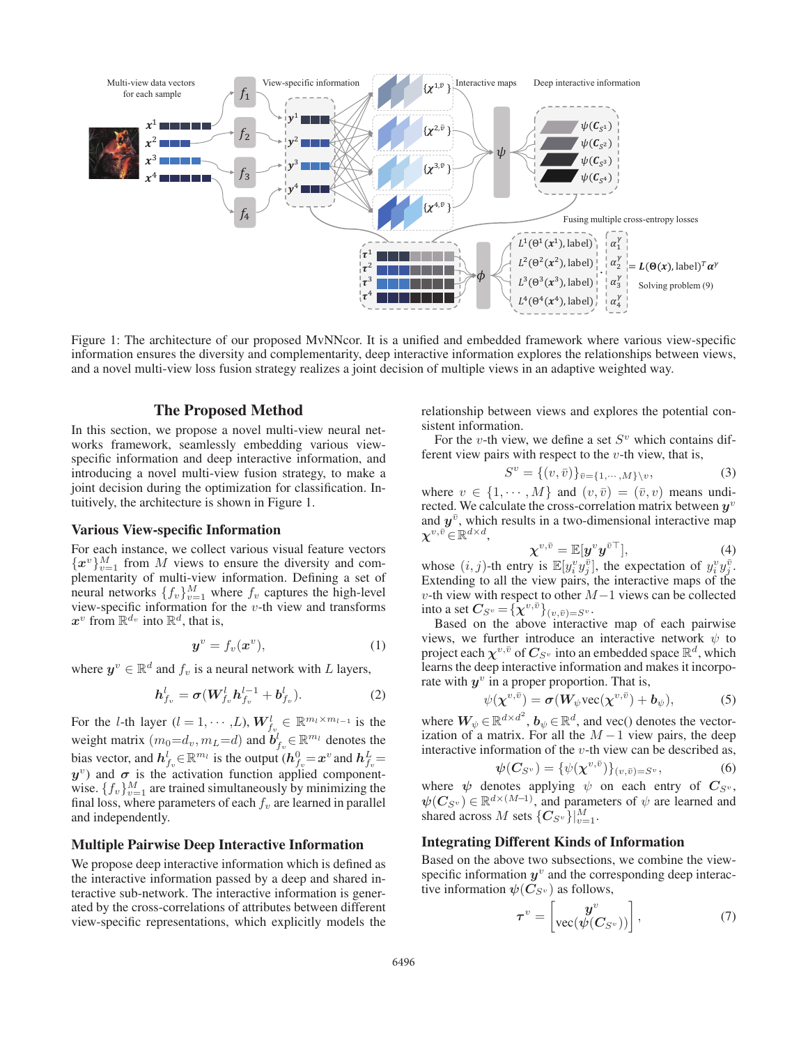Figure 1: The architecture of our proposed MvNNcor. It is a unified and embedded framework where various view-specific information ensures the diversity and complementarity, deep interactive information explores the relationships between views, and a novel multi-view loss fusion strategy realizes a joint decision of multiple views in an adaptive weighted way.

## The Proposed Method

In this section, we propose a novel multi-view neural networks framework, seamlessly embedding various view-specific information and deep interactive information, and introducing a novel multi-view fusion strategy, to make a joint decision during the optimization for classification. Intuitively, the architecture is shown in Figure 1.

### Various View-specific Information

For each instance, we collect various visual feature vectors $\{\boldsymbol{x}^v\}_{v=1}^M$ from $M$ views to ensure the diversity and complementarity of multi-view information. Defining a set of neural networks $\{f_v\}_{v=1}^M$ where $f_v$ captures the high-level view-specific information for the $v$-th view and transforms $\boldsymbol{x}^v$ from $\mathbb{R}^{d_v}$ into $\mathbb{R}^d$, that is,

$$\boldsymbol{y}^v = f_v(\boldsymbol{x}^v), \tag{1}$$

where $\boldsymbol{y}^v \in \mathbb{R}^d$ and $f_v$ is a neural network with $L$ layers,

$$\boldsymbol{h}^l_{f_v} = \boldsymbol{\sigma}(\boldsymbol{W}^l_{f_v}\boldsymbol{h}^{l-1}_{f_v} + \boldsymbol{b}^l_{f_v}). \tag{2}$$

For the $l$-th layer ($l = 1, \cdots, L$), $\boldsymbol{W}^l_{f_v} \in \mathbb{R}^{m_l \times m_{l-1}}$ is the weight matrix ($m_0 = d_v, m_L = d$) and $\boldsymbol{b}^l_{f_v} \in \mathbb{R}^{m_l}$ denotes the bias vector, and $\boldsymbol{h}^l_{f_v} \in \mathbb{R}^{m_l}$ is the output ($\boldsymbol{h}^0_{f_v} = \boldsymbol{x}^v$ and $\boldsymbol{h}^L_{f_v} = \boldsymbol{y}^v$) and $\boldsymbol{\sigma}$ is the activation function applied component-wise. $\{f_v\}_{v=1}^M$ are trained simultaneously by minimizing the final loss, where parameters of each $f_v$ are learned in parallel and independently.

### Multiple Pairwise Deep Interactive Information

We propose deep interactive information which is defined as the interactive information passed by a deep and shared interactive sub-network. The interactive information is generated by the cross-correlations of attributes between different view-specific representations, which explicitly models the relationship between views and explores the potential consistent information.

For the $v$-th view, we define a set $S^v$ which contains different view pairs with respect to the $v$-th view, that is,

$$S^v = \{(v, \bar{v})\}_{\bar{v}=\{1,\cdots,M\}\backslash v}, \tag{3}$$

where $v \in \{1, \cdots, M\}$ and $(v, \bar{v}) = (\bar{v}, v)$ means undirected. We calculate the cross-correlation matrix between $\boldsymbol{y}^v$ and $\boldsymbol{y}^{\bar{v}}$, which results in a two-dimensional interactive map $\boldsymbol{\chi}^{v,\bar{v}} \in \mathbb{R}^{d\times d}$,

$$\boldsymbol{\chi}^{v,\bar{v}} = \mathbb{E}[\boldsymbol{y}^v \boldsymbol{y}^{\bar{v}\top}], \tag{4}$$

whose $(i, j)$-th entry is $\mathbb{E}[y^v_i y^{\bar{v}}_j]$, the expectation of $y^v_i y^{\bar{v}}_j$. Extending to all the view pairs, the interactive maps of the $v$-th view with respect to other $M-1$ views can be collected into a set $\boldsymbol{C}_{S^v} = \{\boldsymbol{\chi}^{v,\bar{v}}\}_{(v,\bar{v})=S^v}$.

Based on the above interactive map of each pairwise views, we further introduce an interactive network $\psi$ to project each $\boldsymbol{\chi}^{v,\bar{v}}$ of $\boldsymbol{C}_{S^v}$ into an embedded space $\mathbb{R}^d$, which learns the deep interactive information and makes it incorporate with $\boldsymbol{y}^v$ in a proper proportion. That is,

$$\psi(\boldsymbol{\chi}^{v,\bar{v}}) = \boldsymbol{\sigma}(\boldsymbol{W}_\psi \text{vec}(\boldsymbol{\chi}^{v,\bar{v}}) + \boldsymbol{b}_\psi), \tag{5}$$

where $\boldsymbol{W}_\psi \in \mathbb{R}^{d\times d^2}$, $\boldsymbol{b}_\psi \in \mathbb{R}^d$, and vec() denotes the vectorization of a matrix. For all the $M-1$ view pairs, the deep interactive information of the $v$-th view can be described as,

$$\boldsymbol{\psi}(\boldsymbol{C}_{S^v}) = \{\psi(\boldsymbol{\chi}^{v,\bar{v}})\}_{(v,\bar{v})=S^v}, \tag{6}$$

where $\boldsymbol{\psi}$ denotes applying $\psi$ on each entry of $\boldsymbol{C}_{S^v}$, $\boldsymbol{\psi}(\boldsymbol{C}_{S^v}) \in \mathbb{R}^{d\times(M-1)}$, and parameters of $\psi$ are learned and shared across $M$ sets $\{\boldsymbol{C}_{S^v}\}|_{v=1}^M$.

### Integrating Different Kinds of Information

Based on the above two subsections, we combine the view-specific information $\boldsymbol{y}^v$ and the corresponding deep interactive information $\boldsymbol{\psi}(\boldsymbol{C}_{S^v})$ as follows,

$$\boldsymbol{\tau}^v = \begin{bmatrix} \boldsymbol{y}^v \\ \text{vec}(\boldsymbol{\psi}(\boldsymbol{C}_{S^v})) \end{bmatrix}, \tag{7}$$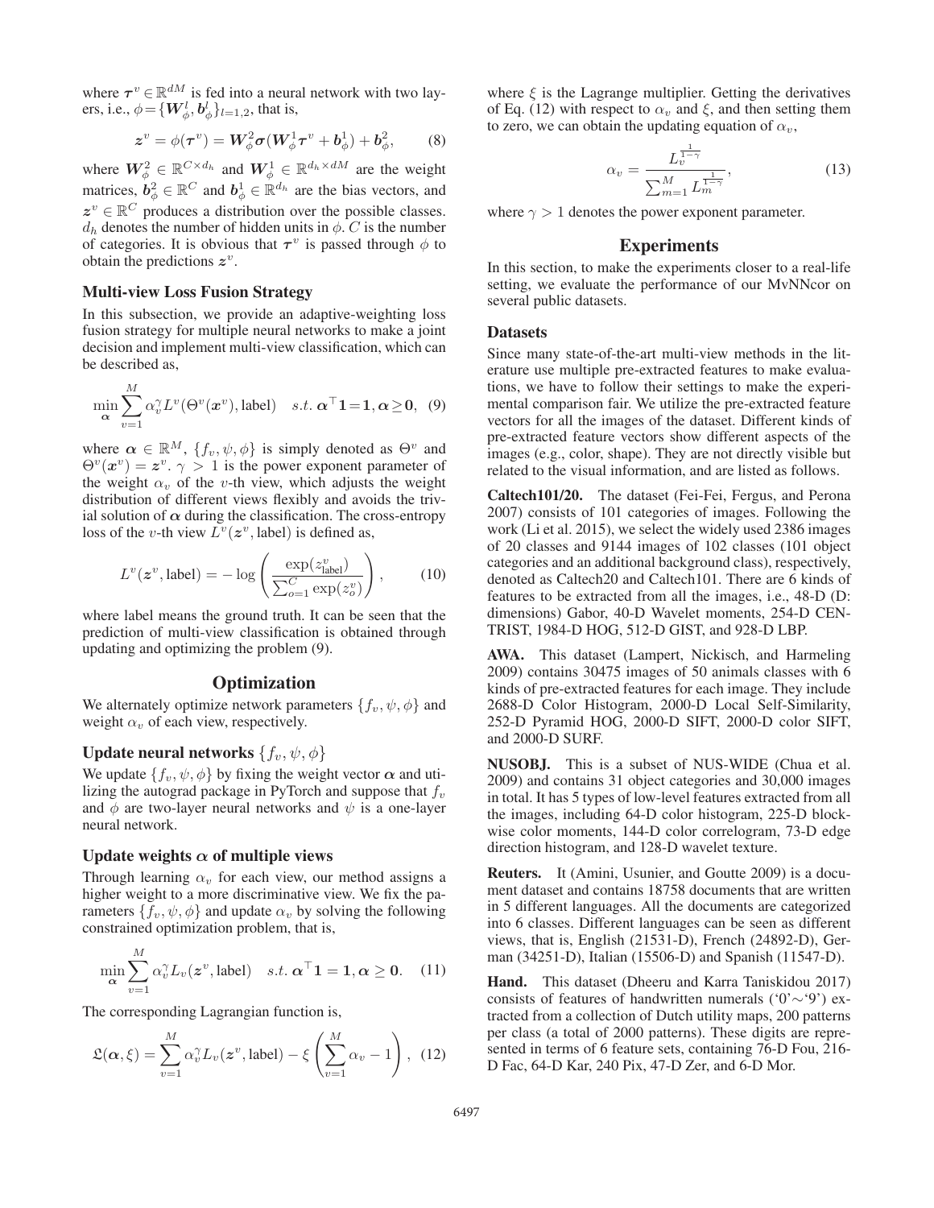where $\boldsymbol{\tau}^v \in \mathbb{R}^{dM}$ is fed into a neural network with two layers, i.e., $\phi = \{\boldsymbol{W}_\phi^l, \boldsymbol{b}_\phi^l\}_{l=1,2}$, that is,

$$\boldsymbol{z}^v = \phi(\boldsymbol{\tau}^v) = \boldsymbol{W}_\phi^2 \boldsymbol{\sigma}(\boldsymbol{W}_\phi^1 \boldsymbol{\tau}^v + \boldsymbol{b}_\phi^1) + \boldsymbol{b}_\phi^2, \tag{8}$$

where $\boldsymbol{W}_\phi^2 \in \mathbb{R}^{C \times d_h}$ and $\boldsymbol{W}_\phi^1 \in \mathbb{R}^{d_h \times dM}$ are the weight matrices, $\boldsymbol{b}_\phi^2 \in \mathbb{R}^C$ and $\boldsymbol{b}_\phi^1 \in \mathbb{R}^{d_h}$ are the bias vectors, and $\boldsymbol{z}^v \in \mathbb{R}^C$ produces a distribution over the possible classes. $d_h$ denotes the number of hidden units in $\phi$. $C$ is the number of categories. It is obvious that $\boldsymbol{\tau}^v$ is passed through $\phi$ to obtain the predictions $\boldsymbol{z}^v$.

### Multi-view Loss Fusion Strategy

In this subsection, we provide an adaptive-weighting loss fusion strategy for multiple neural networks to make a joint decision and implement multi-view classification, which can be described as,

$$\min_{\boldsymbol{\alpha}} \sum_{v=1}^{M} \alpha_v^\gamma L^v(\Theta^v(\boldsymbol{x}^v), \text{label}) \quad s.t.\ \boldsymbol{\alpha}^\top \mathbf{1} = \mathbf{1}, \boldsymbol{\alpha} \geq \mathbf{0}, \tag{9}$$

where $\boldsymbol{\alpha} \in \mathbb{R}^M$, $\{f_v, \psi, \phi\}$ is simply denoted as $\Theta^v$ and $\Theta^v(\boldsymbol{x}^v) = \boldsymbol{z}^v$. $\gamma > 1$ is the power exponent parameter of the weight $\alpha_v$ of the $v$-th view, which adjusts the weight distribution of different views flexibly and avoids the trivial solution of $\boldsymbol{\alpha}$ during the classification. The cross-entropy loss of the $v$-th view $L^v(\boldsymbol{z}^v, \text{label})$ is defined as,

$$L^v(\boldsymbol{z}^v, \text{label}) = -\log\left(\frac{\exp(z_{\text{label}}^v)}{\sum_{o=1}^{C} \exp(z_o^v)}\right), \tag{10}$$

where label means the ground truth. It can be seen that the prediction of multi-view classification is obtained through updating and optimizing the problem (9).

## Optimization

We alternately optimize network parameters $\{f_v, \psi, \phi\}$ and weight $\alpha_v$ of each view, respectively.

### Update neural networks $\{f_v, \psi, \phi\}$

We update $\{f_v, \psi, \phi\}$ by fixing the weight vector $\boldsymbol{\alpha}$ and utilizing the autograd package in PyTorch and suppose that $f_v$ and $\phi$ are two-layer neural networks and $\psi$ is a one-layer neural network.

### Update weights $\boldsymbol{\alpha}$ of multiple views

Through learning $\alpha_v$ for each view, our method assigns a higher weight to a more discriminative view. We fix the parameters $\{f_v, \psi, \phi\}$ and update $\alpha_v$ by solving the following constrained optimization problem, that is,

$$\min_{\boldsymbol{\alpha}} \sum_{v=1}^{M} \alpha_v^\gamma L_v(\boldsymbol{z}^v, \text{label}) \quad s.t.\ \boldsymbol{\alpha}^\top \mathbf{1} = \mathbf{1}, \boldsymbol{\alpha} \geq \mathbf{0}. \tag{11}$$

The corresponding Lagrangian function is,

$$\mathfrak{L}(\boldsymbol{\alpha}, \xi) = \sum_{v=1}^{M} \alpha_v^\gamma L_v(\boldsymbol{z}^v, \text{label}) - \xi\left(\sum_{v=1}^{M} \alpha_v - 1\right), \tag{12}$$

where $\xi$ is the Lagrange multiplier. Getting the derivatives of Eq. (12) with respect to $\alpha_v$ and $\xi$, and then setting them to zero, we can obtain the updating equation of $\alpha_v$,

$$\alpha_v = \frac{L_v^{\frac{1}{1-\gamma}}}{\sum_{m=1}^{M} L_m^{\frac{1}{1-\gamma}}}, \tag{13}$$

where $\gamma > 1$ denotes the power exponent parameter.

## Experiments

In this section, to make the experiments closer to a real-life setting, we evaluate the performance of our MvNNcor on several public datasets.

### Datasets

Since many state-of-the-art multi-view methods in the literature use multiple pre-extracted features to make evaluations, we have to follow their settings to make the experimental comparison fair. We utilize the pre-extracted feature vectors for all the images of the dataset. Different kinds of pre-extracted feature vectors show different aspects of the images (e.g., color, shape). They are not directly visible but related to the visual information, and are listed as follows.

**Caltech101/20.** The dataset (Fei-Fei, Fergus, and Perona 2007) consists of 101 categories of images. Following the work (Li et al. 2015), we select the widely used 2386 images of 20 classes and 9144 images of 102 classes (101 object categories and an additional background class), respectively, denoted as Caltech20 and Caltech101. There are 6 kinds of features to be extracted from all the images, i.e., 48-D (D: dimensions) Gabor, 40-D Wavelet moments, 254-D CENTRIST, 1984-D HOG, 512-D GIST, and 928-D LBP.

**AWA.** This dataset (Lampert, Nickisch, and Harmeling 2009) contains 30475 images of 50 animals classes with 6 kinds of pre-extracted features for each image. They include 2688-D Color Histogram, 2000-D Local Self-Similarity, 252-D Pyramid HOG, 2000-D SIFT, 2000-D color SIFT, and 2000-D SURF.

**NUSOBJ.** This is a subset of NUS-WIDE (Chua et al. 2009) and contains 31 object categories and 30,000 images in total. It has 5 types of low-level features extracted from all the images, including 64-D color histogram, 225-D blockwise color moments, 144-D color correlogram, 73-D edge direction histogram, and 128-D wavelet texture.

**Reuters.** It (Amini, Usunier, and Goutte 2009) is a document dataset and contains 18758 documents that are written in 5 different languages. All the documents are categorized into 6 classes. Different languages can be seen as different views, that is, English (21531-D), French (24892-D), German (34251-D), Italian (15506-D) and Spanish (11547-D).

**Hand.** This dataset (Dheeru and Karra Taniskidou 2017) consists of features of handwritten numerals ('0'∼'9') extracted from a collection of Dutch utility maps, 200 patterns per class (a total of 2000 patterns). These digits are represented in terms of 6 feature sets, containing 76-D Fou, 216-D Fac, 64-D Kar, 240 Pix, 47-D Zer, and 6-D Mor.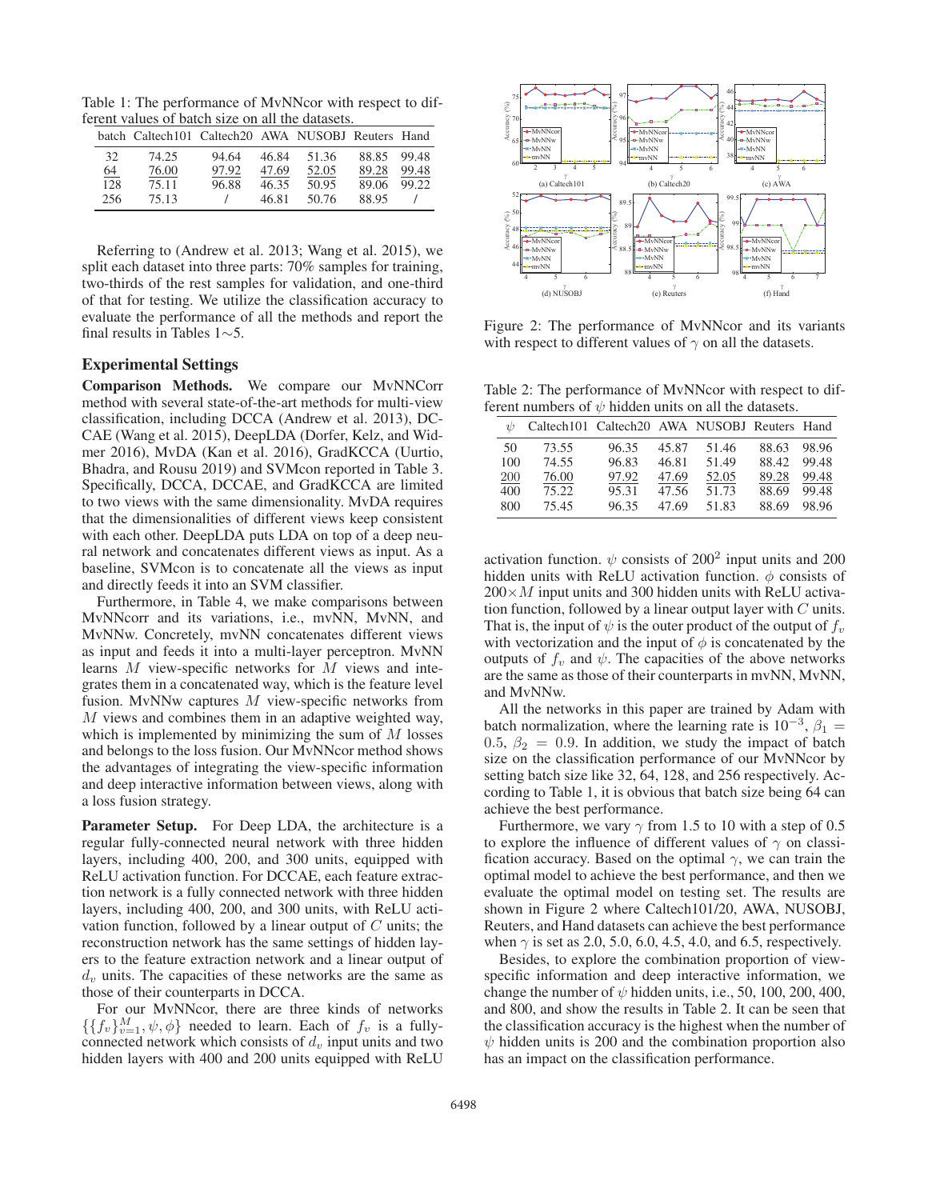Table 1: The performance of MvNNcor with respect to different values of batch size on all the datasets.

| batch | Caltech101 | Caltech20 | AWA | NUSOBJ | Reuters | Hand |
|---|---|---|---|---|---|---|
| 32 | 74.25 | 94.64 | 46.84 | 51.36 | 88.85 | 99.48 |
| 64 | 76.00 | 97.92 | 47.69 | 52.05 | 89.28 | 99.48 |
| 128 | 75.11 | 96.88 | 46.35 | 50.95 | 89.06 | 99.22 |
| 256 | 75.13 | / | 46.81 | 50.76 | 88.95 | / |

Referring to (Andrew et al. 2013; Wang et al. 2015), we split each dataset into three parts: 70% samples for training, two-thirds of the rest samples for validation, and one-third of that for testing. We utilize the classification accuracy to evaluate the performance of all the methods and report the final results in Tables 1∼5.

## Experimental Settings

**Comparison Methods.** We compare our MvNNCorr method with several state-of-the-art methods for multi-view classification, including DCCA (Andrew et al. 2013), DCCAE (Wang et al. 2015), DeepLDA (Dorfer, Kelz, and Widmer 2016), MvDA (Kan et al. 2016), GradKCCA (Uurtio, Bhadra, and Rousu 2019) and SVMcon reported in Table 3. Specifically, DCCA, DCCAE, and GradKCCA are limited to two views with the same dimensionality. MvDA requires that the dimensionalities of different views keep consistent with each other. DeepLDA puts LDA on top of a deep neural network and concatenates different views as input. As a baseline, SVMcon is to concatenate all the views as input and directly feeds it into an SVM classifier.

Furthermore, in Table 4, we make comparisons between MvNNcorr and its variations, i.e., mvNN, MvNN, and MvNNw. Concretely, mvNN concatenates different views as input and feeds it into a multi-layer perceptron. MvNN learns $M$ view-specific networks for $M$ views and integrates them in a concatenated way, which is the feature level fusion. MvNNw captures $M$ view-specific networks from $M$ views and combines them in an adaptive weighted way, which is implemented by minimizing the sum of $M$ losses and belongs to the loss fusion. Our MvNNcor method shows the advantages of integrating the view-specific information and deep interactive information between views, along with a loss fusion strategy.

**Parameter Setup.** For Deep LDA, the architecture is a regular fully-connected neural network with three hidden layers, including 400, 200, and 300 units, equipped with ReLU activation function. For DCCAE, each feature extraction network is a fully connected network with three hidden layers, including 400, 200, and 300 units, with ReLU activation function, followed by a linear output of $C$ units; the reconstruction network has the same settings of hidden layers to the feature extraction network and a linear output of $d_v$ units. The capacities of these networks are the same as those of their counterparts in DCCA.

For our MvNNcor, there are three kinds of networks $\{\{f_v\}_{v=1}^{M}, \psi, \phi\}$ needed to learn. Each of $f_v$ is a fully-connected network which consists of $d_v$ input units and two hidden layers with 400 and 200 units equipped with ReLU activation function. $\psi$ consists of $200^2$ input units and 200 hidden units with ReLU activation function. $\phi$ consists of $200\times M$ input units and 300 hidden units with ReLU activation function, followed by a linear output layer with $C$ units. That is, the input of $\psi$ is the outer product of the output of $f_v$ with vectorization and the input of $\phi$ is concatenated by the outputs of $f_v$ and $\psi$. The capacities of the above networks are the same as those of their counterparts in mvNN, MvNN, and MvNNw.

All the networks in this paper are trained by Adam with batch normalization, where the learning rate is $10^{-3}$, $\beta_1 = 0.5$, $\beta_2 = 0.9$. In addition, we study the impact of batch size on the classification performance of our MvNNcor by setting batch size like 32, 64, 128, and 256 respectively. According to Table 1, it is obvious that batch size being 64 can achieve the best performance.

Figure 2: The performance of MvNNcor and its variants with respect to different values of $\gamma$ on all the datasets.

Table 2: The performance of MvNNcor with respect to different numbers of $\psi$ hidden units on all the datasets.

| $\psi$ | Caltech101 | Caltech20 | AWA | NUSOBJ | Reuters | Hand |
|---|---|---|---|---|---|---|
| 50 | 73.55 | 96.35 | 45.87 | 51.46 | 88.63 | 98.96 |
| 100 | 74.55 | 96.83 | 46.81 | 51.49 | 88.42 | 99.48 |
| 200 | 76.00 | 97.92 | 47.69 | 52.05 | 89.28 | 99.48 |
| 400 | 75.22 | 95.31 | 47.56 | 51.73 | 88.69 | 99.48 |
| 800 | 75.45 | 96.35 | 47.69 | 51.83 | 88.69 | 98.96 |

Furthermore, we vary $\gamma$ from 1.5 to 10 with a step of 0.5 to explore the influence of different values of $\gamma$ on classification accuracy. Based on the optimal $\gamma$, we can train the optimal model to achieve the best performance, and then we evaluate the optimal model on testing set. The results are shown in Figure 2 where Caltech101/20, AWA, NUSOBJ, Reuters, and Hand datasets can achieve the best performance when $\gamma$ is set as 2.0, 5.0, 6.0, 4.5, 4.0, and 6.5, respectively.

Besides, to explore the combination proportion of view-specific information and deep interactive information, we change the number of $\psi$ hidden units, i.e., 50, 100, 200, 400, and 800, and show the results in Table 2. It can be seen that the classification accuracy is the highest when the number of $\psi$ hidden units is 200 and the combination proportion also has an impact on the classification performance.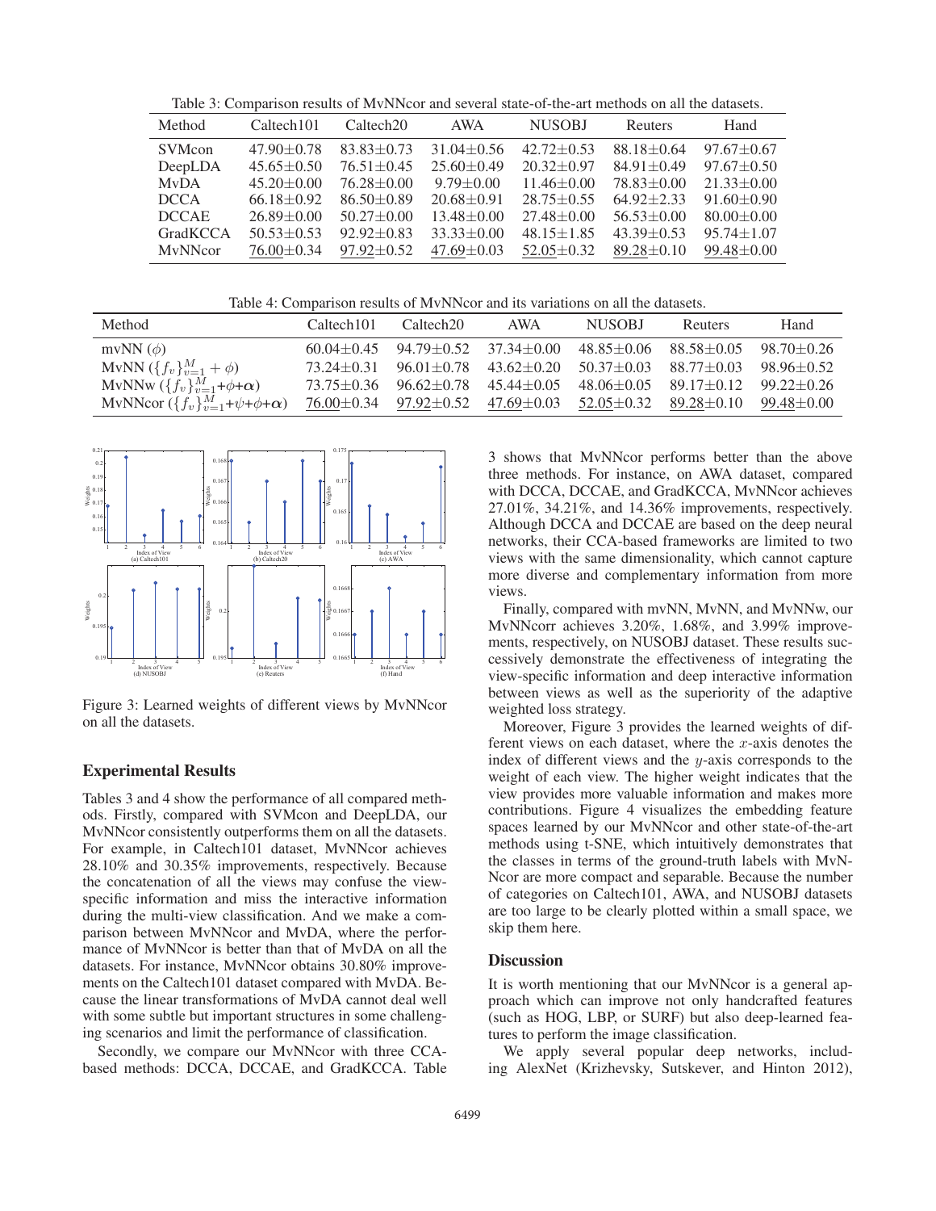Table 3: Comparison results of MvNNcor and several state-of-the-art methods on all the datasets.

| Method | Caltech101 | Caltech20 | AWA | NUSOBJ | Reuters | Hand |
|---|---|---|---|---|---|---|
| SVMcon | 47.90±0.78 | 83.83±0.73 | 31.04±0.56 | 42.72±0.53 | 88.18±0.64 | 97.67±0.67 |
| DeepLDA | 45.65±0.50 | 76.51±0.45 | 25.60±0.49 | 20.32±0.97 | 84.91±0.49 | 97.67±0.50 |
| MvDA | 45.20±0.00 | 76.28±0.00 | 9.79±0.00 | 11.46±0.00 | 78.83±0.00 | 21.33±0.00 |
| DCCA | 66.18±0.92 | 86.50±0.89 | 20.68±0.91 | 28.75±0.55 | 64.92±2.33 | 91.60±0.90 |
| DCCAE | 26.89±0.00 | 50.27±0.00 | 13.48±0.00 | 27.48±0.00 | 56.53±0.00 | 80.00±0.00 |
| GradKCCA | 50.53±0.53 | 92.92±0.83 | 33.33±0.00 | 48.15±1.85 | 43.39±0.53 | 95.74±1.07 |
| MvNNcor | 76.00±0.34 | 97.92±0.52 | 47.69±0.03 | 52.05±0.32 | 89.28±0.10 | 99.48±0.00 |

Table 4: Comparison results of MvNNcor and its variations on all the datasets.

| Method | Caltech101 | Caltech20 | AWA | NUSOBJ | Reuters | Hand |
|---|---|---|---|---|---|---|
| mvNN ($\phi$) | 60.04±0.45 | 94.79±0.52 | 37.34±0.00 | 48.85±0.06 | 88.58±0.05 | 98.70±0.26 |
| MvNN ($\{f_v\}_{v=1}^M + \phi$) | 73.24±0.31 | 96.01±0.78 | 43.62±0.20 | 50.37±0.03 | 88.77±0.03 | 98.96±0.52 |
| MvNNw ($\{f_v\}_{v=1}^M$+$\phi$+$\boldsymbol{\alpha}$) | 73.75±0.36 | 96.62±0.78 | 45.44±0.05 | 48.06±0.05 | 89.17±0.12 | 99.22±0.26 |
| MvNNcor ($\{f_v\}_{v=1}^M$+$\psi$+$\phi$+$\boldsymbol{\alpha}$) | 76.00±0.34 | 97.92±0.52 | 47.69±0.03 | 52.05±0.32 | 89.28±0.10 | 99.48±0.00 |

Figure 3: Learned weights of different views by MvNNcor on all the datasets.

## Experimental Results

Tables 3 and 4 show the performance of all compared methods. Firstly, compared with SVMcon and DeepLDA, our MvNNcor consistently outperforms them on all the datasets. For example, in Caltech101 dataset, MvNNcor achieves 28.10% and 30.35% improvements, respectively. Because the concatenation of all the views may confuse the view-specific information and miss the interactive information during the multi-view classification. And we make a comparison between MvNNcor and MvDA, where the performance of MvNNcor is better than that of MvDA on all the datasets. For instance, MvNNcor obtains 30.80% improvements on the Caltech101 dataset compared with MvDA. Because the linear transformations of MvDA cannot deal well with some subtle but important structures in some challenging scenarios and limit the performance of classification.

Secondly, we compare our MvNNcor with three CCA-based methods: DCCA, DCCAE, and GradKCCA. Table 3 shows that MvNNcor performs better than the above three methods. For instance, on AWA dataset, compared with DCCA, DCCAE, and GradKCCA, MvNNcor achieves 27.01%, 34.21%, and 14.36% improvements, respectively. Although DCCA and DCCAE are based on the deep neural networks, their CCA-based frameworks are limited to two views with the same dimensionality, which cannot capture more diverse and complementary information from more views.

Finally, compared with mvNN, MvNN, and MvNNw, our MvNNcorr achieves 3.20%, 1.68%, and 3.99% improvements, respectively, on NUSOBJ dataset. These results successively demonstrate the effectiveness of integrating the view-specific information and deep interactive information between views as well as the superiority of the adaptive weighted loss strategy.

Moreover, Figure 3 provides the learned weights of different views on each dataset, where the $x$-axis denotes the index of different views and the $y$-axis corresponds to the weight of each view. The higher weight indicates that the view provides more valuable information and makes more contributions. Figure 4 visualizes the embedding feature spaces learned by our MvNNcor and other state-of-the-art methods using t-SNE, which intuitively demonstrates that the classes in terms of the ground-truth labels with MvNNcor are more compact and separable. Because the number of categories on Caltech101, AWA, and NUSOBJ datasets are too large to be clearly plotted within a small space, we skip them here.

### Discussion

It is worth mentioning that our MvNNcor is a general approach which can improve not only handcrafted features (such as HOG, LBP, or SURF) but also deep-learned features to perform the image classification.

We apply several popular deep networks, including AlexNet (Krizhevsky, Sutskever, and Hinton 2012),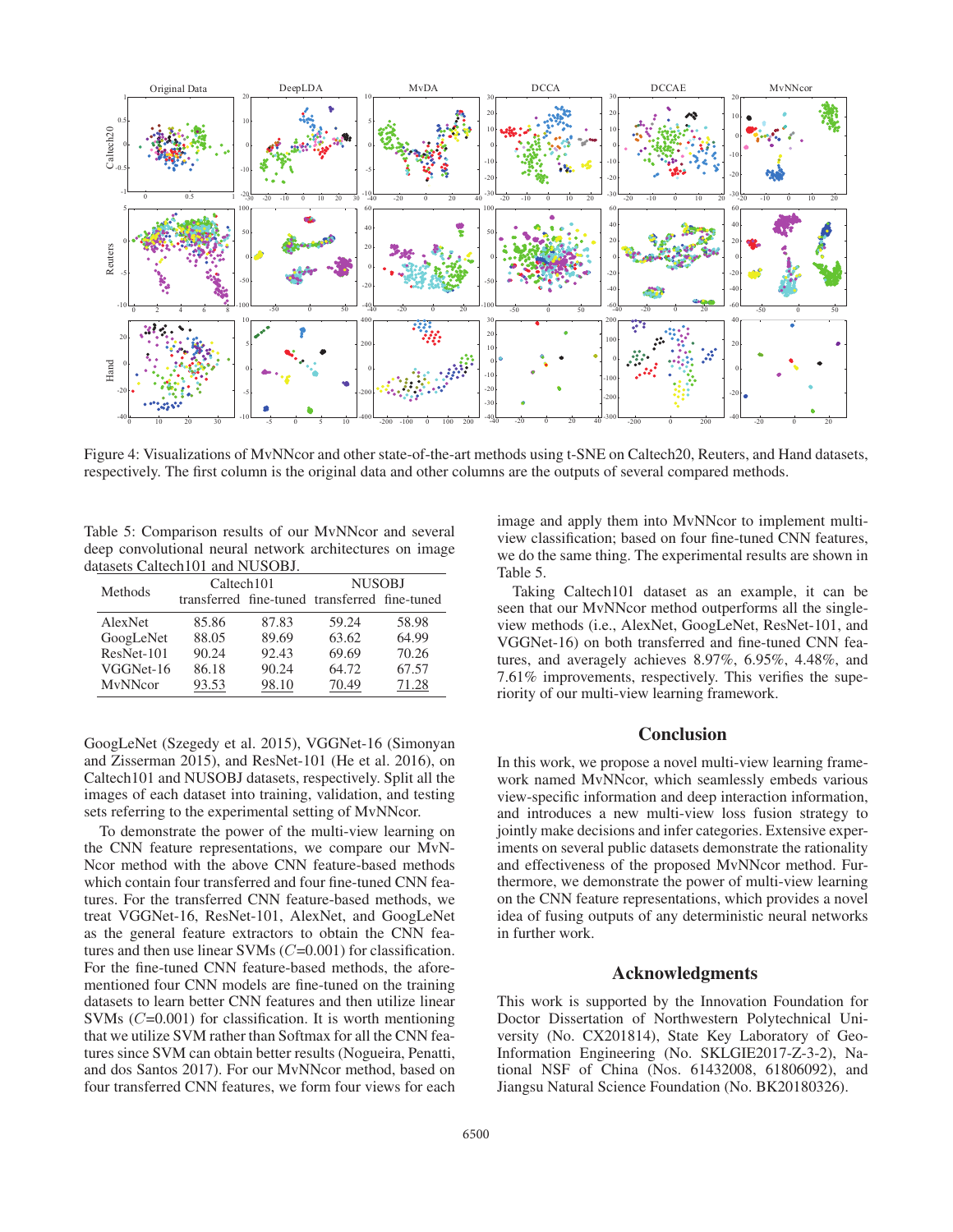Figure 4: Visualizations of MvNNcor and other state-of-the-art methods using t-SNE on Caltech20, Reuters, and Hand datasets, respectively. The first column is the original data and other columns are the outputs of several compared methods.

Table 5: Comparison results of our MvNNcor and several deep convolutional neural network architectures on image datasets Caltech101 and NUSOBJ.

| Methods | Caltech101 | | NUSOBJ | |
|---|---|---|---|---|
| | transferred | fine-tuned | transferred | fine-tuned |
| AlexNet | 85.86 | 87.83 | 59.24 | 58.98 |
| GoogLeNet | 88.05 | 89.69 | 63.62 | 64.99 |
| ResNet-101 | 90.24 | 92.43 | 69.69 | 70.26 |
| VGGNet-16 | 86.18 | 90.24 | 64.72 | 67.57 |
| MvNNcor | 93.53 | 98.10 | 70.49 | 71.28 |

GoogLeNet (Szegedy et al. 2015), VGGNet-16 (Simonyan and Zisserman 2015), and ResNet-101 (He et al. 2016), on Caltech101 and NUSOBJ datasets, respectively. Split all the images of each dataset into training, validation, and testing sets referring to the experimental setting of MvNNcor.

To demonstrate the power of the multi-view learning on the CNN feature representations, we compare our MvNNcor method with the above CNN feature-based methods which contain four transferred and four fine-tuned CNN features. For the transferred CNN feature-based methods, we treat VGGNet-16, ResNet-101, AlexNet, and GoogLeNet as the general feature extractors to obtain the CNN features and then use linear SVMs ($C$=0.001) for classification. For the fine-tuned CNN feature-based methods, the aforementioned four CNN models are fine-tuned on the training datasets to learn better CNN features and then utilize linear SVMs ($C$=0.001) for classification. It is worth mentioning that we utilize SVM rather than Softmax for all the CNN features since SVM can obtain better results (Nogueira, Penatti, and dos Santos 2017). For our MvNNcor method, based on four transferred CNN features, we form four views for each image and apply them into MvNNcor to implement multi-view classification; based on four fine-tuned CNN features, we do the same thing. The experimental results are shown in Table 5.

Taking Caltech101 dataset as an example, it can be seen that our MvNNcor method outperforms all the single-view methods (i.e., AlexNet, GoogLeNet, ResNet-101, and VGGNet-16) on both transferred and fine-tuned CNN features, and averagely achieves 8.97%, 6.95%, 4.48%, and 7.61% improvements, respectively. This verifies the superiority of our multi-view learning framework.

## Conclusion

In this work, we propose a novel multi-view learning framework named MvNNcor, which seamlessly embeds various view-specific information and deep interaction information, and introduces a new multi-view loss fusion strategy to jointly make decisions and infer categories. Extensive experiments on several public datasets demonstrate the rationality and effectiveness of the proposed MvNNcor method. Furthermore, we demonstrate the power of multi-view learning on the CNN feature representations, which provides a novel idea of fusing outputs of any deterministic neural networks in further work.

## Acknowledgments

This work is supported by the Innovation Foundation for Doctor Dissertation of Northwestern Polytechnical University (No. CX201814), State Key Laboratory of Geo-Information Engineering (No. SKLGIE2017-Z-3-2), National NSF of China (Nos. 61432008, 61806092), and Jiangsu Natural Science Foundation (No. BK20180326).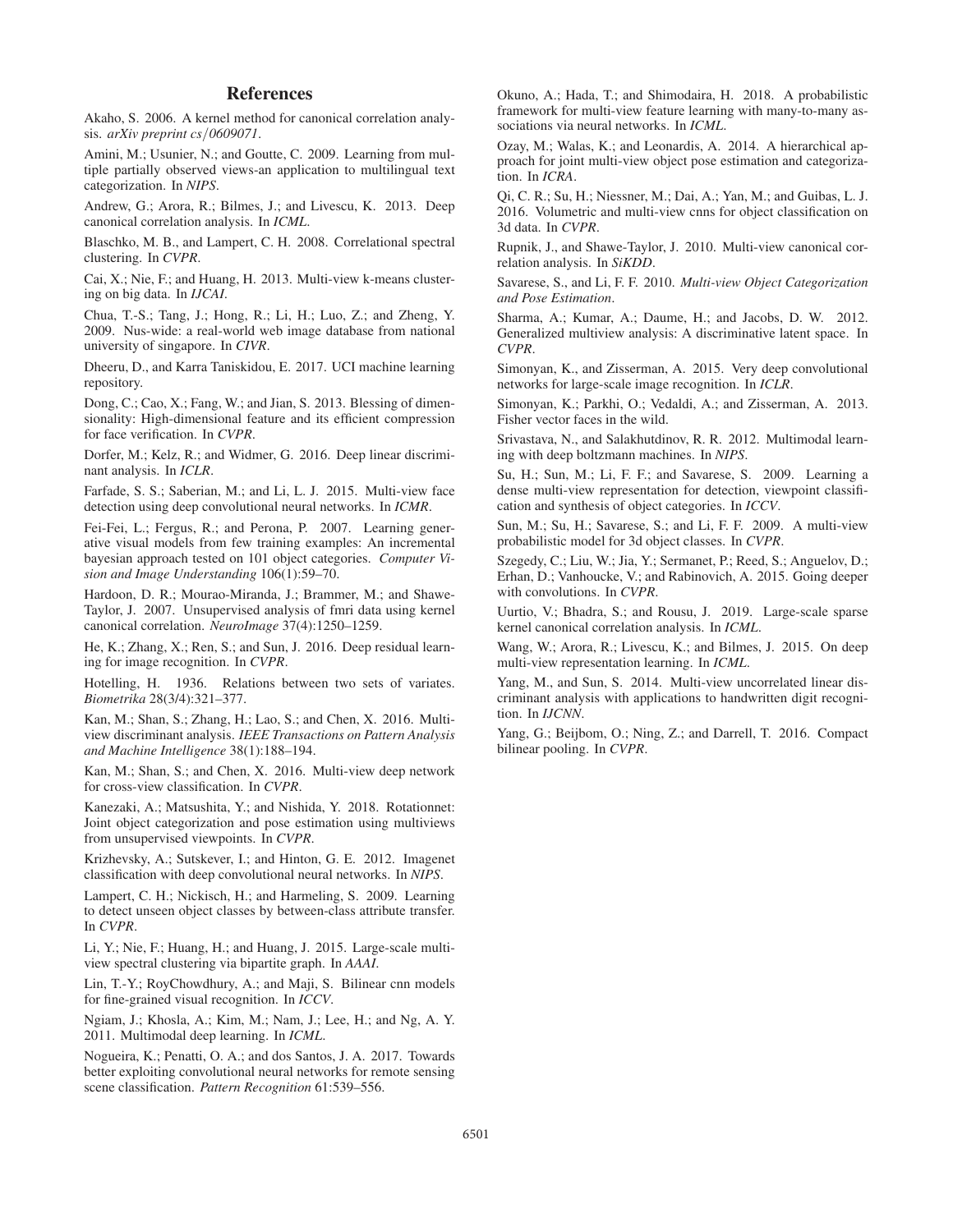## References

Akaho, S. 2006. A kernel method for canonical correlation analysis. *arXiv preprint cs/0609071*.

Amini, M.; Usunier, N.; and Goutte, C. 2009. Learning from multiple partially observed views-an application to multilingual text categorization. In *NIPS*.

Andrew, G.; Arora, R.; Bilmes, J.; and Livescu, K. 2013. Deep canonical correlation analysis. In *ICML*.

Blaschko, M. B., and Lampert, C. H. 2008. Correlational spectral clustering. In *CVPR*.

Cai, X.; Nie, F.; and Huang, H. 2013. Multi-view k-means clustering on big data. In *IJCAI*.

Chua, T.-S.; Tang, J.; Hong, R.; Li, H.; Luo, Z.; and Zheng, Y. 2009. Nus-wide: a real-world web image database from national university of singapore. In *CIVR*.

Dheeru, D., and Karra Taniskidou, E. 2017. UCI machine learning repository.

Dong, C.; Cao, X.; Fang, W.; and Jian, S. 2013. Blessing of dimensionality: High-dimensional feature and its efficient compression for face verification. In *CVPR*.

Dorfer, M.; Kelz, R.; and Widmer, G. 2016. Deep linear discriminant analysis. In *ICLR*.

Farfade, S. S.; Saberian, M.; and Li, L. J. 2015. Multi-view face detection using deep convolutional neural networks. In *ICMR*.

Fei-Fei, L.; Fergus, R.; and Perona, P. 2007. Learning generative visual models from few training examples: An incremental bayesian approach tested on 101 object categories. *Computer Vision and Image Understanding* 106(1):59–70.

Hardoon, D. R.; Mourao-Miranda, J.; Brammer, M.; and Shawe-Taylor, J. 2007. Unsupervised analysis of fmri data using kernel canonical correlation. *NeuroImage* 37(4):1250–1259.

He, K.; Zhang, X.; Ren, S.; and Sun, J. 2016. Deep residual learning for image recognition. In *CVPR*.

Hotelling, H. 1936. Relations between two sets of variates. *Biometrika* 28(3/4):321–377.

Kan, M.; Shan, S.; Zhang, H.; Lao, S.; and Chen, X. 2016. Multi-view discriminant analysis. *IEEE Transactions on Pattern Analysis and Machine Intelligence* 38(1):188–194.

Kan, M.; Shan, S.; and Chen, X. 2016. Multi-view deep network for cross-view classification. In *CVPR*.

Kanezaki, A.; Matsushita, Y.; and Nishida, Y. 2018. Rotationnet: Joint object categorization and pose estimation using multiviews from unsupervised viewpoints. In *CVPR*.

Krizhevsky, A.; Sutskever, I.; and Hinton, G. E. 2012. Imagenet classification with deep convolutional neural networks. In *NIPS*.

Lampert, C. H.; Nickisch, H.; and Harmeling, S. 2009. Learning to detect unseen object classes by between-class attribute transfer. In *CVPR*.

Li, Y.; Nie, F.; Huang, H.; and Huang, J. 2015. Large-scale multi-view spectral clustering via bipartite graph. In *AAAI*.

Lin, T.-Y.; RoyChowdhury, A.; and Maji, S. Bilinear cnn models for fine-grained visual recognition. In *ICCV*.

Ngiam, J.; Khosla, A.; Kim, M.; Nam, J.; Lee, H.; and Ng, A. Y. 2011. Multimodal deep learning. In *ICML*.

Nogueira, K.; Penatti, O. A.; and dos Santos, J. A. 2017. Towards better exploiting convolutional neural networks for remote sensing scene classification. *Pattern Recognition* 61:539–556.

Okuno, A.; Hada, T.; and Shimodaira, H. 2018. A probabilistic framework for multi-view feature learning with many-to-many associations via neural networks. In *ICML*.

Ozay, M.; Walas, K.; and Leonardis, A. 2014. A hierarchical approach for joint multi-view object pose estimation and categorization. In *ICRA*.

Qi, C. R.; Su, H.; Niessner, M.; Dai, A.; Yan, M.; and Guibas, L. J. 2016. Volumetric and multi-view cnns for object classification on 3d data. In *CVPR*.

Rupnik, J., and Shawe-Taylor, J. 2010. Multi-view canonical correlation analysis. In *SiKDD*.

Savarese, S., and Li, F. F. 2010. *Multi-view Object Categorization and Pose Estimation*.

Sharma, A.; Kumar, A.; Daume, H.; and Jacobs, D. W. 2012. Generalized multiview analysis: A discriminative latent space. In *CVPR*.

Simonyan, K., and Zisserman, A. 2015. Very deep convolutional networks for large-scale image recognition. In *ICLR*.

Simonyan, K.; Parkhi, O.; Vedaldi, A.; and Zisserman, A. 2013. Fisher vector faces in the wild.

Srivastava, N., and Salakhutdinov, R. R. 2012. Multimodal learning with deep boltzmann machines. In *NIPS*.

Su, H.; Sun, M.; Li, F. F.; and Savarese, S. 2009. Learning a dense multi-view representation for detection, viewpoint classification and synthesis of object categories. In *ICCV*.

Sun, M.; Su, H.; Savarese, S.; and Li, F. F. 2009. A multi-view probabilistic model for 3d object classes. In *CVPR*.

Szegedy, C.; Liu, W.; Jia, Y.; Sermanet, P.; Reed, S.; Anguelov, D.; Erhan, D.; Vanhoucke, V.; and Rabinovich, A. 2015. Going deeper with convolutions. In *CVPR*.

Uurtio, V.; Bhadra, S.; and Rousu, J. 2019. Large-scale sparse kernel canonical correlation analysis. In *ICML*.

Wang, W.; Arora, R.; Livescu, K.; and Bilmes, J. 2015. On deep multi-view representation learning. In *ICML*.

Yang, M., and Sun, S. 2014. Multi-view uncorrelated linear discriminant analysis with applications to handwritten digit recognition. In *IJCNN*.

Yang, G.; Beijbom, O.; Ning, Z.; and Darrell, T. 2016. Compact bilinear pooling. In *CVPR*.